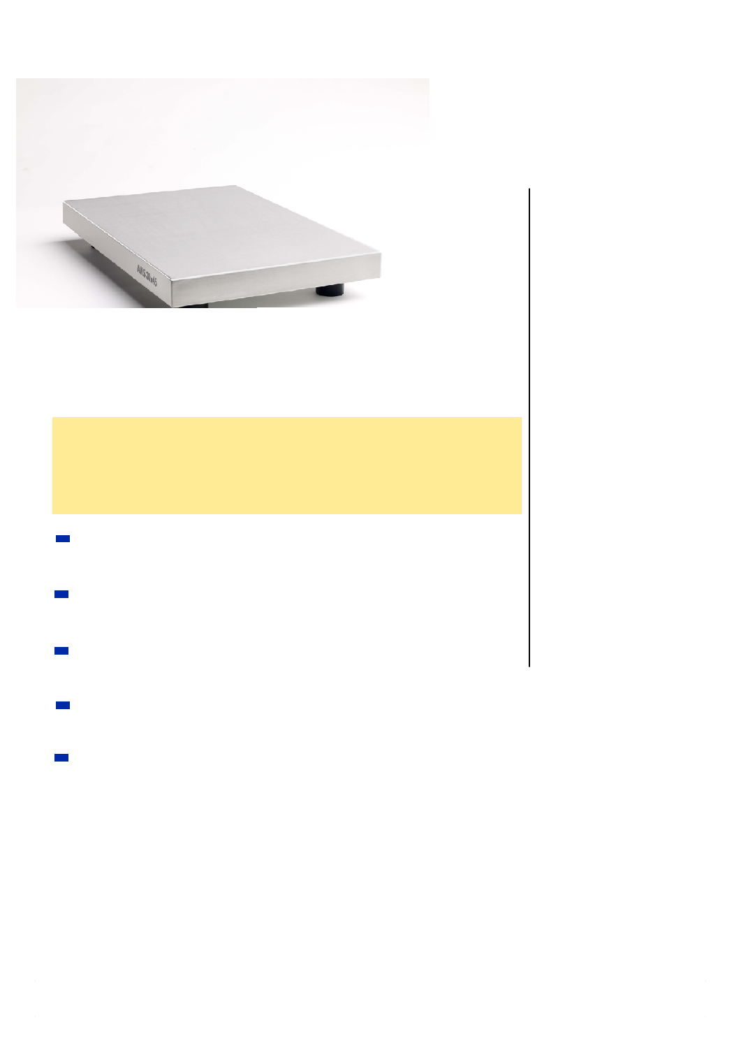## AMS series balance platforms

High Performance anti vibration platform for Balances



Sound deadened layer construction eliminates surface vibrations

.

The custom design and low natural frequency of the isolators built into this platform ensures that vibrations common in most laboratories are effectively removed, greatly increasing instrument performance. The seamless design and pharma grade stainless steel featured in the AMS series makes these platforms ideal for use laboratories and cleanrooms and in Medical and Biological enviroments.